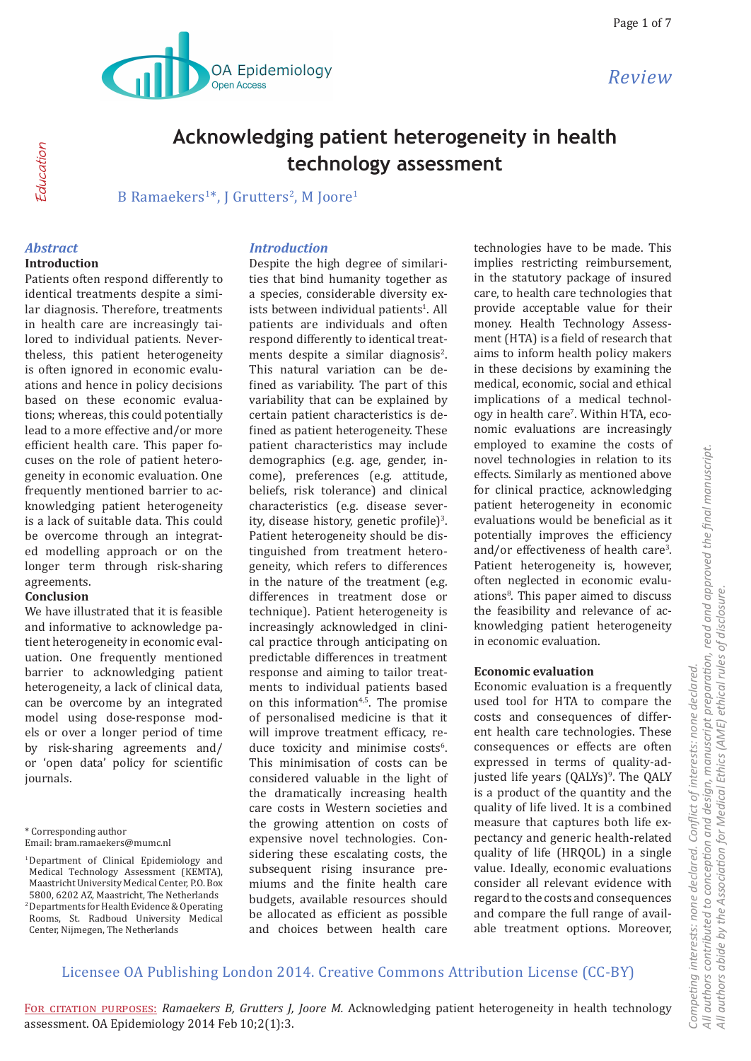Review

Education

# Acknowledging patient heterogeneity in health technology assessment

B Ramaekers[1*], J Grutters[2], M Joore[1]

## Abstract

### Introduction

Patients often respond differently to identical treatments despite a similar diagnosis. Therefore, treatments in health care are increasingly tailored to individual patients. Nevertheless, this patient heterogeneity is often ignored in economic evaluations and hence in policy decisions based on these economic evaluations; whereas, this could potentially lead to a more effective and/or more efficient health care. This paper focuses on the role of patient heterogeneity in economic evaluation. One frequently mentioned barrier to acknowledging patient heterogeneity is a lack of suitable data. This could be overcome through an integrated modelling approach or on the longer term through risk-sharing agreements.

### Conclusion

We have illustrated that it is feasible and informative to acknowledge patient heterogeneity in economic evaluation. One frequently mentioned barrier to acknowledging patient heterogeneity, a lack of clinical data, can be overcome by an integrated model using dose-response models or over a longer period of time by risk-sharing agreements and/or 'open data' policy for scientific journals.

\* Corresponding author
Email: bram.ramaekers@mumc.nl

[1]Department of Clinical Epidemiology and Medical Technology Assessment (KEMTA), Maastricht University Medical Center, P.O. Box 5800, 6202 AZ, Maastricht, The Netherlands
[2]Departments for Health Evidence & Operating Rooms, St. Radboud University Medical Center, Nijmegen, The Netherlands

## Introduction

Despite the high degree of similarities that bind humanity together as a species, considerable diversity exists between individual patients[1]. All patients are individuals and often respond differently to identical treatments despite a similar diagnosis[2]. This natural variation can be defined as variability. The part of this variability that can be explained by certain patient characteristics is defined as patient heterogeneity. These patient characteristics may include demographics (e.g. age, gender, income), preferences (e.g. attitude, beliefs, risk tolerance) and clinical characteristics (e.g. disease severity, disease history, genetic profile)[3]. Patient heterogeneity should be distinguished from treatment heterogeneity, which refers to differences in the nature of the treatment (e.g. differences in treatment dose or technique). Patient heterogeneity is increasingly acknowledged in clinical practice through anticipating on predictable differences in treatment response and aiming to tailor treatments to individual patients based on this information[4,5]. The promise of personalised medicine is that it will improve treatment efficacy, reduce toxicity and minimise costs[6]. This minimisation of costs can be considered valuable in the light of the dramatically increasing health care costs in Western societies and the growing attention on costs of expensive novel technologies. Considering these escalating costs, the subsequent rising insurance premiums and the finite health care budgets, available resources should be allocated as efficient as possible and choices between health care technologies have to be made. This implies restricting reimbursement, in the statutory package of insured care, to health care technologies that provide acceptable value for their money. Health Technology Assessment (HTA) is a field of research that aims to inform health policy makers in these decisions by examining the medical, economic, social and ethical implications of a medical technology in health care[7]. Within HTA, economic evaluations are increasingly employed to examine the costs of novel technologies in relation to its effects. Similarly as mentioned above for clinical practice, acknowledging patient heterogeneity in economic evaluations would be beneficial as it potentially improves the efficiency and/or effectiveness of health care[3]. Patient heterogeneity is, however, often neglected in economic evaluations[8]. This paper aimed to discuss the feasibility and relevance of acknowledging patient heterogeneity in economic evaluation.

### Economic evaluation

Economic evaluation is a frequently used tool for HTA to compare the costs and consequences of different health care technologies. These consequences or effects are often expressed in terms of quality-adjusted life years (QALYs)[9]. The QALY is a product of the quantity and the quality of life lived. It is a combined measure that captures both life expectancy and generic health-related quality of life (HRQOL) in a single value. Ideally, economic evaluations consider all relevant evidence with regard to the costs and consequences and compare the full range of available treatment options. Moreover,

Licensee OA Publishing London 2014. Creative Commons Attribution License (CC-BY)

For citation purposes: *Ramaekers B, Grutters J, Joore M.* Acknowledging patient heterogeneity in health technology assessment. OA Epidemiology 2014 Feb 10;2(1):3.

*Competing interests: none declared. Conflict of interests: none declared. All authors contributed to conception and design, manuscript preparation, read and approved the final manuscript. All authors abide by the Association for Medical Ethics (AME) ethical rules of disclosure.*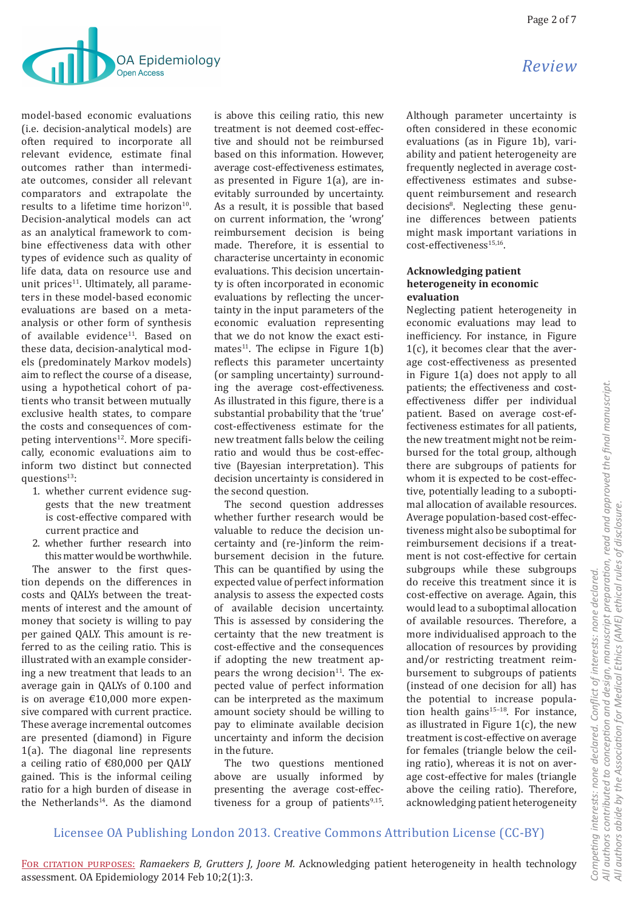model-based economic evaluations (i.e. decision-analytical models) are often required to incorporate all relevant evidence, estimate final outcomes rather than intermediate outcomes, consider all relevant comparators and extrapolate the results to a lifetime time horizon[10]. Decision-analytical models can act as an analytical framework to combine effectiveness data with other types of evidence such as quality of life data, data on resource use and unit prices[11]. Ultimately, all parameters in these model-based economic evaluations are based on a meta-analysis or other form of synthesis of available evidence[11]. Based on these data, decision-analytical models (predominately Markov models) aim to reflect the course of a disease, using a hypothetical cohort of patients who transit between mutually exclusive health states, to compare the costs and consequences of competing interventions[12]. More specifically, economic evaluations aim to inform two distinct but connected questions[13]:

1. whether current evidence suggests that the new treatment is cost-effective compared with current practice and
2. whether further research into this matter would be worthwhile.

The answer to the first question depends on the differences in costs and QALYs between the treatments of interest and the amount of money that society is willing to pay per gained QALY. This amount is referred to as the ceiling ratio. This is illustrated with an example considering a new treatment that leads to an average gain in QALYs of 0.100 and is on average €10,000 more expensive compared with current practice. These average incremental outcomes are presented (diamond) in Figure 1(a). The diagonal line represents a ceiling ratio of €80,000 per QALY gained. This is the informal ceiling ratio for a high burden of disease in the Netherlands[14]. As the diamond is above this ceiling ratio, this new treatment is not deemed cost-effective and should not be reimbursed based on this information. However, average cost-effectiveness estimates, as presented in Figure 1(a), are inevitably surrounded by uncertainty. As a result, it is possible that based on current information, the 'wrong' reimbursement decision is being made. Therefore, it is essential to characterise uncertainty in economic evaluations. This decision uncertainty is often incorporated in economic evaluations by reflecting the uncertainty in the input parameters of the economic evaluation representing that we do not know the exact estimates[11]. The eclipse in Figure 1(b) reflects this parameter uncertainty (or sampling uncertainty) surrounding the average cost-effectiveness. As illustrated in this figure, there is a substantial probability that the 'true' cost-effectiveness estimate for the new treatment falls below the ceiling ratio and would thus be cost-effective (Bayesian interpretation). This decision uncertainty is considered in the second question.

The second question addresses whether further research would be valuable to reduce the decision uncertainty and (re-)inform the reimbursement decision in the future. This can be quantified by using the expected value of perfect information analysis to assess the expected costs of available decision uncertainty. This is assessed by considering the certainty that the new treatment is cost-effective and the consequences if adopting the new treatment appears the wrong decision[11]. The expected value of perfect information can be interpreted as the maximum amount society should be willing to pay to eliminate available decision uncertainty and inform the decision in the future.

The two questions mentioned above are usually informed by presenting the average cost-effectiveness for a group of patients[9,15]. Although parameter uncertainty is often considered in these economic evaluations (as in Figure 1b), variability and patient heterogeneity are frequently neglected in average cost-effectiveness estimates and subsequent reimbursement and research decisions[8]. Neglecting these genuine differences between patients might mask important variations in cost-effectiveness[15,16].

### Acknowledging patient heterogeneity in economic evaluation

Neglecting patient heterogeneity in economic evaluations may lead to inefficiency. For instance, in Figure 1(c), it becomes clear that the average cost-effectiveness as presented in Figure 1(a) does not apply to all patients; the effectiveness and cost-effectiveness differ per individual patient. Based on average cost-effectiveness estimates for all patients, the new treatment might not be reimbursed for the total group, although there are subgroups of patients for whom it is expected to be cost-effective, potentially leading to a suboptimal allocation of available resources. Average population-based cost-effectiveness might also be suboptimal for reimbursement decisions if a treatment is not cost-effective for certain subgroups while these subgroups do receive this treatment since it is cost-effective on average. Again, this would lead to a suboptimal allocation of available resources. Therefore, a more individualised approach to the allocation of resources by providing and/or restricting treatment reimbursement to subgroups of patients (instead of one decision for all) has the potential to increase population health gains[15–18]. For instance, as illustrated in Figure 1(c), the new treatment is cost-effective on average for females (triangle below the ceiling ratio), whereas it is not on average cost-effective for males (triangle above the ceiling ratio). Therefore, acknowledging patient heterogeneity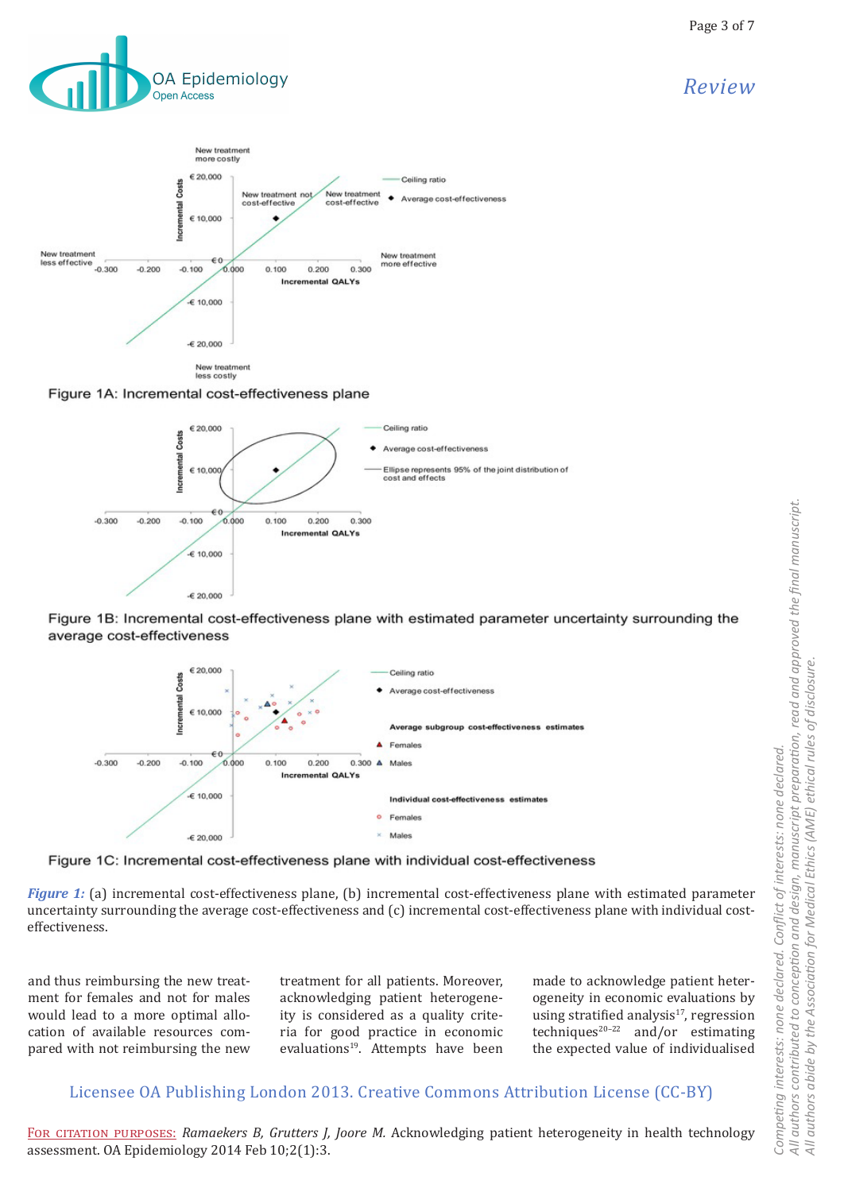Figure 1A: Incremental cost-effectiveness plane

Figure 1B: Incremental cost-effectiveness plane with estimated parameter uncertainty surrounding the average cost-effectiveness

Figure 1C: Incremental cost-effectiveness plane with individual cost-effectiveness

***Figure 1:*** (a) incremental cost-effectiveness plane, (b) incremental cost-effectiveness plane with estimated parameter uncertainty surrounding the average cost-effectiveness and (c) incremental cost-effectiveness plane with individual cost-effectiveness.

and thus reimbursing the new treatment for females and not for males would lead to a more optimal allocation of available resources compared with not reimbursing the new treatment for all patients. Moreover, acknowledging patient heterogeneity is considered as a quality criteria for good practice in economic evaluations[19]. Attempts have been made to acknowledge patient heterogeneity in economic evaluations by using stratified analysis[17], regression techniques[20–22] and/or estimating the expected value of individualised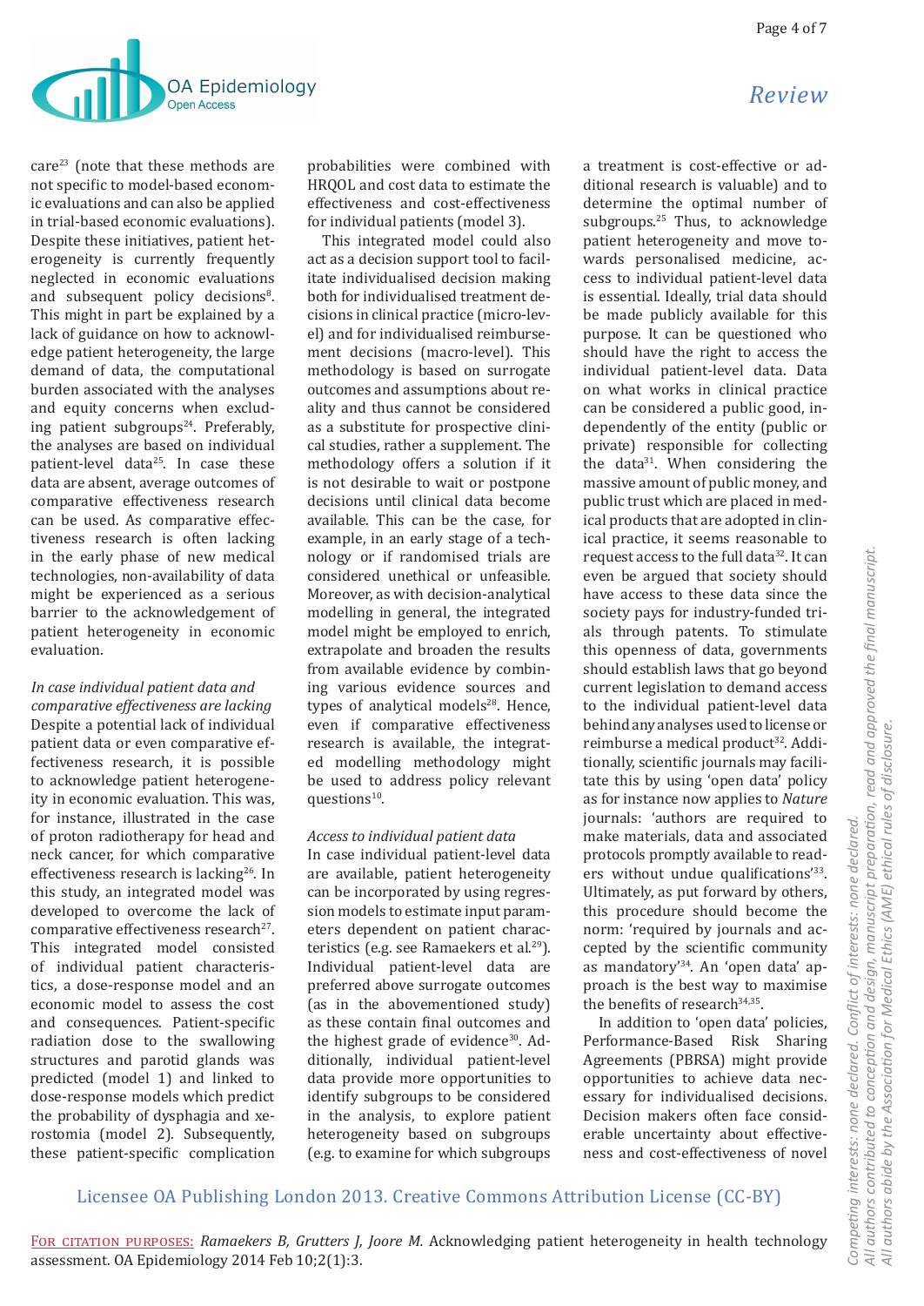care[23] (note that these methods are not specific to model-based economic evaluations and can also be applied in trial-based economic evaluations). Despite these initiatives, patient heterogeneity is currently frequently neglected in economic evaluations and subsequent policy decisions[8]. This might in part be explained by a lack of guidance on how to acknowledge patient heterogeneity, the large demand of data, the computational burden associated with the analyses and equity concerns when excluding patient subgroups[24]. Preferably, the analyses are based on individual patient-level data[25]. In case these data are absent, average outcomes of comparative effectiveness research can be used. As comparative effectiveness research is often lacking in the early phase of new medical technologies, non-availability of data might be experienced as a serious barrier to the acknowledgement of patient heterogeneity in economic evaluation.

*In case individual patient data and comparative effectiveness are lacking*

Despite a potential lack of individual patient data or even comparative effectiveness research, it is possible to acknowledge patient heterogeneity in economic evaluation. This was, for instance, illustrated in the case of proton radiotherapy for head and neck cancer, for which comparative effectiveness research is lacking[26]. In this study, an integrated model was developed to overcome the lack of comparative effectiveness research[27]. This integrated model consisted of individual patient characteristics, a dose-response model and an economic model to assess the cost and consequences. Patient-specific radiation dose to the swallowing structures and parotid glands was predicted (model 1) and linked to dose-response models which predict the probability of dysphagia and xerostomia (model 2). Subsequently, these patient-specific complication probabilities were combined with HRQOL and cost data to estimate the effectiveness and cost-effectiveness for individual patients (model 3).

This integrated model could also act as a decision support tool to facilitate individualised decision making both for individualised treatment decisions in clinical practice (micro-level) and for individualised reimbursement decisions (macro-level). This methodology is based on surrogate outcomes and assumptions about reality and thus cannot be considered as a substitute for prospective clinical studies, rather a supplement. The methodology offers a solution if it is not desirable to wait or postpone decisions until clinical data become available. This can be the case, for example, in an early stage of a technology or if randomised trials are considered unethical or unfeasible. Moreover, as with decision-analytical modelling in general, the integrated model might be employed to enrich, extrapolate and broaden the results from available evidence by combining various evidence sources and types of analytical models[28]. Hence, even if comparative effectiveness research is available, the integrated modelling methodology might be used to address policy relevant questions[10].

*Access to individual patient data*

In case individual patient-level data are available, patient heterogeneity can be incorporated by using regression models to estimate input parameters dependent on patient characteristics (e.g. see Ramaekers et al.[29]). Individual patient-level data are preferred above surrogate outcomes (as in the abovementioned study) as these contain final outcomes and the highest grade of evidence[30]. Additionally, individual patient-level data provide more opportunities to identify subgroups to be considered in the analysis, to explore patient heterogeneity based on subgroups (e.g. to examine for which subgroups a treatment is cost-effective or additional research is valuable) and to determine the optimal number of subgroups.[25] Thus, to acknowledge patient heterogeneity and move towards personalised medicine, access to individual patient-level data is essential. Ideally, trial data should be made publicly available for this purpose. It can be questioned who should have the right to access the individual patient-level data. Data on what works in clinical practice can be considered a public good, independently of the entity (public or private) responsible for collecting the data[31]. When considering the massive amount of public money, and public trust which are placed in medical products that are adopted in clinical practice, it seems reasonable to request access to the full data[32]. It can even be argued that society should have access to these data since the society pays for industry-funded trials through patents. To stimulate this openness of data, governments should establish laws that go beyond current legislation to demand access to the individual patient-level data behind any analyses used to license or reimburse a medical product[32]. Additionally, scientific journals may facilitate this by using 'open data' policy as for instance now applies to *Nature* journals: 'authors are required to make materials, data and associated protocols promptly available to readers without undue qualifications'[33]. Ultimately, as put forward by others, this procedure should become the norm: 'required by journals and accepted by the scientific community as mandatory'[34]. An 'open data' approach is the best way to maximise the benefits of research[34,35].

In addition to 'open data' policies, Performance-Based Risk Sharing Agreements (PBRSA) might provide opportunities to achieve data necessary for individualised decisions. Decision makers often face considerable uncertainty about effectiveness and cost-effectiveness of novel

Licensee OA Publishing London 2013. Creative Commons Attribution License (CC-BY)

For citation purposes: *Ramaekers B, Grutters J, Joore M.* Acknowledging patient heterogeneity in health technology assessment. OA Epidemiology 2014 Feb 10;2(1):3.

*Competing interests: none declared. Conflict of interests: none declared. All authors contributed to conception and design, manuscript preparation, read and approved the final manuscript. All authors abide by the Association for Medical Ethics (AME) ethical rules of disclosure.*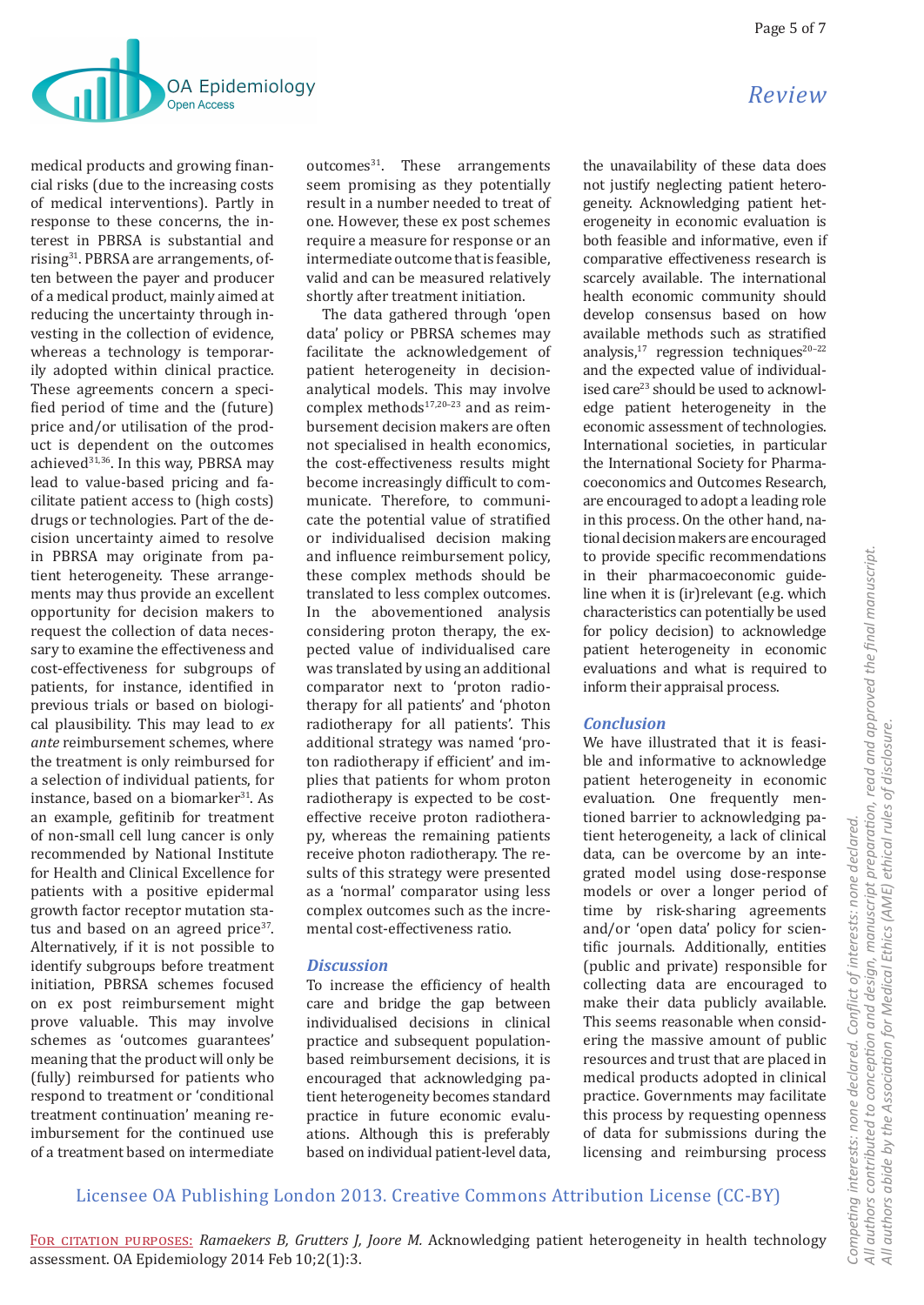medical products and growing financial risks (due to the increasing costs of medical interventions). Partly in response to these concerns, the interest in PBRSA is substantial and rising[31]. PBRSA are arrangements, often between the payer and producer of a medical product, mainly aimed at reducing the uncertainty through investing in the collection of evidence, whereas a technology is temporarily adopted within clinical practice. These agreements concern a specified period of time and the (future) price and/or utilisation of the product is dependent on the outcomes achieved[31,36]. In this way, PBRSA may lead to value-based pricing and facilitate patient access to (high costs) drugs or technologies. Part of the decision uncertainty aimed to resolve in PBRSA may originate from patient heterogeneity. These arrangements may thus provide an excellent opportunity for decision makers to request the collection of data necessary to examine the effectiveness and cost-effectiveness for subgroups of patients, for instance, identified in previous trials or based on biological plausibility. This may lead to *ex ante* reimbursement schemes, where the treatment is only reimbursed for a selection of individual patients, for instance, based on a biomarker[31]. As an example, gefitinib for treatment of non-small cell lung cancer is only recommended by National Institute for Health and Clinical Excellence for patients with a positive epidermal growth factor receptor mutation status and based on an agreed price[37]. Alternatively, if it is not possible to identify subgroups before treatment initiation, PBRSA schemes focused on ex post reimbursement might prove valuable. This may involve schemes as 'outcomes guarantees' meaning that the product will only be (fully) reimbursed for patients who respond to treatment or 'conditional treatment continuation' meaning reimbursement for the continued use of a treatment based on intermediate outcomes[31]. These arrangements seem promising as they potentially result in a number needed to treat of one. However, these ex post schemes require a measure for response or an intermediate outcome that is feasible, valid and can be measured relatively shortly after treatment initiation.

The data gathered through 'open data' policy or PBRSA schemes may facilitate the acknowledgement of patient heterogeneity in decision-analytical models. This may involve complex methods[17,20–23] and as reimbursement decision makers are often not specialised in health economics, the cost-effectiveness results might become increasingly difficult to communicate. Therefore, to communicate the potential value of stratified or individualised decision making and influence reimbursement policy, these complex methods should be translated to less complex outcomes. In the abovementioned analysis considering proton therapy, the expected value of individualised care was translated by using an additional comparator next to 'proton radiotherapy for all patients' and 'photon radiotherapy for all patients'. This additional strategy was named 'proton radiotherapy if efficient' and implies that patients for whom proton radiotherapy is expected to be cost-effective receive proton radiotherapy, whereas the remaining patients receive photon radiotherapy. The results of this strategy were presented as a 'normal' comparator using less complex outcomes such as the incremental cost-effectiveness ratio.

## Discussion

To increase the efficiency of health care and bridge the gap between individualised decisions in clinical practice and subsequent population-based reimbursement decisions, it is encouraged that acknowledging patient heterogeneity becomes standard practice in future economic evaluations. Although this is preferably based on individual patient-level data, the unavailability of these data does not justify neglecting patient heterogeneity. Acknowledging patient heterogeneity in economic evaluation is both feasible and informative, even if comparative effectiveness research is scarcely available. The international health economic community should develop consensus based on how available methods such as stratified analysis,[17] regression techniques[20–22] and the expected value of individualised care[23] should be used to acknowledge patient heterogeneity in the economic assessment of technologies. International societies, in particular the International Society for Pharmacoeconomics and Outcomes Research, are encouraged to adopt a leading role in this process. On the other hand, national decision makers are encouraged to provide specific recommendations in their pharmacoeconomic guideline when it is (ir)relevant (e.g. which characteristics can potentially be used for policy decision) to acknowledge patient heterogeneity in economic evaluations and what is required to inform their appraisal process.

## Conclusion

We have illustrated that it is feasible and informative to acknowledge patient heterogeneity in economic evaluation. One frequently mentioned barrier to acknowledging patient heterogeneity, a lack of clinical data, can be overcome by an integrated model using dose-response models or over a longer period of time by risk-sharing agreements and/or 'open data' policy for scientific journals. Additionally, entities (public and private) responsible for collecting data are encouraged to make their data publicly available. This seems reasonable when considering the massive amount of public resources and trust that are placed in medical products adopted in clinical practice. Governments may facilitate this process by requesting openness of data for submissions during the licensing and reimbursing process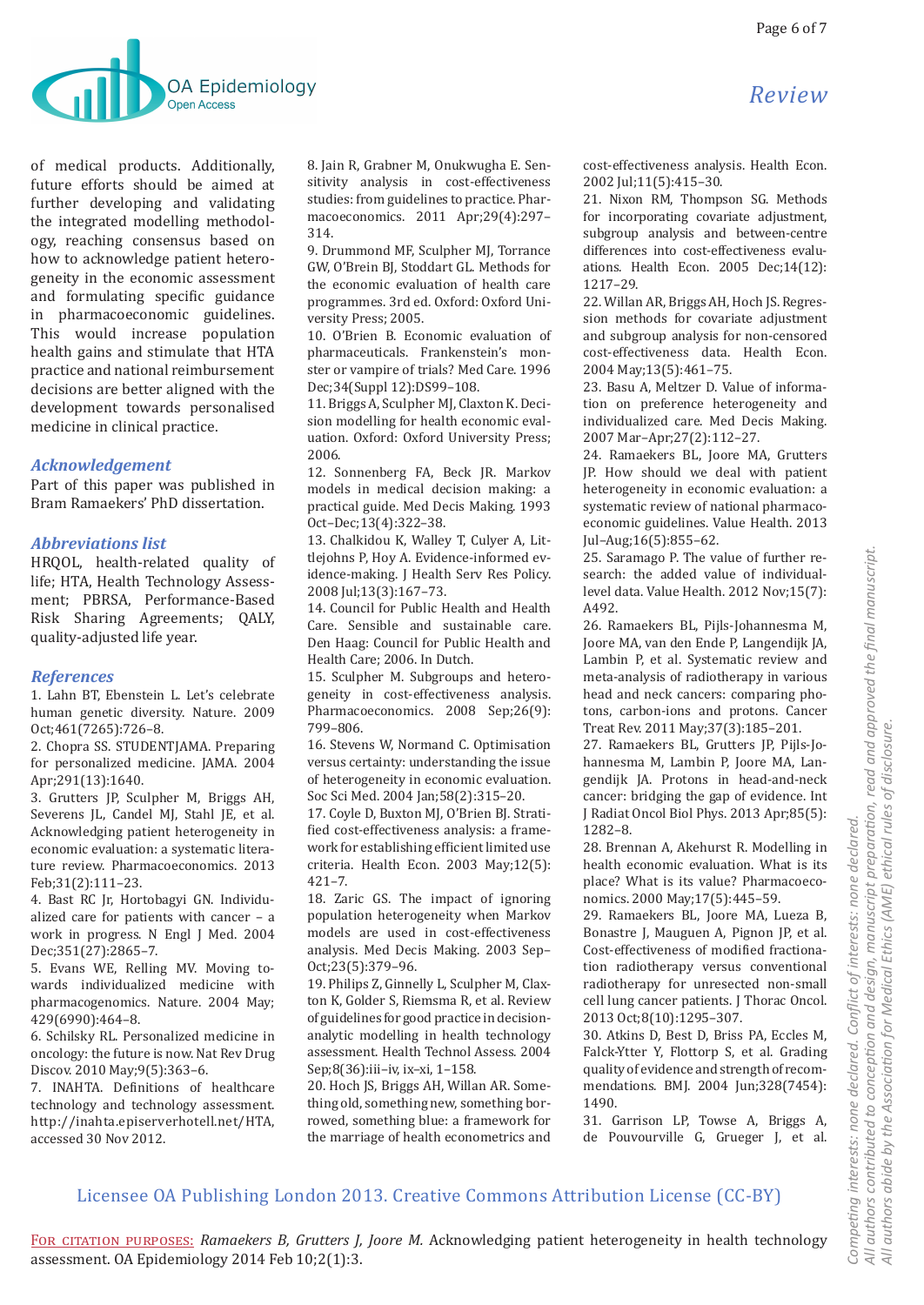of medical products. Additionally, future efforts should be aimed at further developing and validating the integrated modelling methodology, reaching consensus based on how to acknowledge patient heterogeneity in the economic assessment and formulating specific guidance in pharmacoeconomic guidelines. This would increase population health gains and stimulate that HTA practice and national reimbursement decisions are better aligned with the development towards personalised medicine in clinical practice.

## Acknowledgement

Part of this paper was published in Bram Ramaekers' PhD dissertation.

## Abbreviations list

HRQOL, health-related quality of life; HTA, Health Technology Assessment; PBRSA, Performance-Based Risk Sharing Agreements; QALY, quality-adjusted life year.

## References

1. Lahn BT, Ebenstein L. Let's celebrate human genetic diversity. Nature. 2009 Oct;461(7265):726–8.
2. Chopra SS. STUDENTJAMA. Preparing for personalized medicine. JAMA. 2004 Apr;291(13):1640.
3. Grutters JP, Sculpher M, Briggs AH, Severens JL, Candel MJ, Stahl JE, et al. Acknowledging patient heterogeneity in economic evaluation: a systematic literature review. Pharmacoeconomics. 2013 Feb;31(2):111–23.
4. Bast RC Jr, Hortobagyi GN. Individualized care for patients with cancer – a work in progress. N Engl J Med. 2004 Dec;351(27):2865–7.
5. Evans WE, Relling MV. Moving towards individualized medicine with pharmacogenomics. Nature. 2004 May;429(6990):464–8.
6. Schilsky RL. Personalized medicine in oncology: the future is now. Nat Rev Drug Discov. 2010 May;9(5):363–6.
7. INAHTA. Definitions of healthcare technology and technology assessment. http://inahta.episerverhotell.net/HTA, accessed 30 Nov 2012.
8. Jain R, Grabner M, Onukwugha E. Sensitivity analysis in cost-effectiveness studies: from guidelines to practice. Pharmacoeconomics. 2011 Apr;29(4):297–314.
9. Drummond MF, Sculpher MJ, Torrance GW, O'Brein BJ, Stoddart GL. Methods for the economic evaluation of health care programmes. 3rd ed. Oxford: Oxford University Press; 2005.
10. O'Brien B. Economic evaluation of pharmaceuticals. Frankenstein's monster or vampire of trials? Med Care. 1996 Dec;34(Suppl 12):DS99–108.
11. Briggs A, Sculpher MJ, Claxton K. Decision modelling for health economic evaluation. Oxford: Oxford University Press; 2006.
12. Sonnenberg FA, Beck JR. Markov models in medical decision making: a practical guide. Med Decis Making. 1993 Oct–Dec;13(4):322–38.
13. Chalkidou K, Walley T, Culyer A, Littlejohns P, Hoy A. Evidence-informed evidence-making. J Health Serv Res Policy. 2008 Jul;13(3):167–73.
14. Council for Public Health and Health Care. Sensible and sustainable care. Den Haag: Council for Public Health and Health Care; 2006. In Dutch.
15. Sculpher M. Subgroups and heterogeneity in cost-effectiveness analysis. Pharmacoeconomics. 2008 Sep;26(9):799–806.
16. Stevens W, Normand C. Optimisation versus certainty: understanding the issue of heterogeneity in economic evaluation. Soc Sci Med. 2004 Jan;58(2):315–20.
17. Coyle D, Buxton MJ, O'Brien BJ. Stratified cost-effectiveness analysis: a framework for establishing efficient limited use criteria. Health Econ. 2003 May;12(5):421–7.
18. Zaric GS. The impact of ignoring population heterogeneity when Markov models are used in cost-effectiveness analysis. Med Decis Making. 2003 Sep–Oct;23(5):379–96.
19. Philips Z, Ginnelly L, Sculpher M, Claxton K, Golder S, Riemsma R, et al. Review of guidelines for good practice in decision-analytic modelling in health technology assessment. Health Technol Assess. 2004 Sep;8(36):iii–iv, ix–xi, 1–158.
20. Hoch JS, Briggs AH, Willan AR. Something old, something new, something borrowed, something blue: a framework for the marriage of health econometrics and cost-effectiveness analysis. Health Econ. 2002 Jul;11(5):415–30.
21. Nixon RM, Thompson SG. Methods for incorporating covariate adjustment, subgroup analysis and between-centre differences into cost-effectiveness evaluations. Health Econ. 2005 Dec;14(12):1217–29.
22. Willan AR, Briggs AH, Hoch JS. Regression methods for covariate adjustment and subgroup analysis for non-censored cost-effectiveness data. Health Econ. 2004 May;13(5):461–75.
23. Basu A, Meltzer D. Value of information on preference heterogeneity and individualized care. Med Decis Making. 2007 Mar–Apr;27(2):112–27.
24. Ramaekers BL, Joore MA, Grutters JP. How should we deal with patient heterogeneity in economic evaluation: a systematic review of national pharmacoeconomic guidelines. Value Health. 2013 Jul–Aug;16(5):855–62.
25. Saramago P. The value of further research: the added value of individual-level data. Value Health. 2012 Nov;15(7):A492.
26. Ramaekers BL, Pijls-Johannesma M, Joore MA, van den Ende P, Langendijk JA, Lambin P, et al. Systematic review and meta-analysis of radiotherapy in various head and neck cancers: comparing photons, carbon-ions and protons. Cancer Treat Rev. 2011 May;37(3):185–201.
27. Ramaekers BL, Grutters JP, Pijls-Johannesma M, Lambin P, Joore MA, Langendijk JA. Protons in head-and-neck cancer: bridging the gap of evidence. Int J Radiat Oncol Biol Phys. 2013 Apr;85(5):1282–8.
28. Brennan A, Akehurst R. Modelling in health economic evaluation. What is its place? What is its value? Pharmacoeconomics. 2000 May;17(5):445–59.
29. Ramaekers BL, Joore MA, Lueza B, Bonastre J, Mauguen A, Pignon JP, et al. Cost-effectiveness of modified fractionation radiotherapy versus conventional radiotherapy for unresected non-small cell lung cancer patients. J Thorac Oncol. 2013 Oct;8(10):1295–307.
30. Atkins D, Best D, Briss PA, Eccles M, Falck-Ytter Y, Flottorp S, et al. Grading quality of evidence and strength of recommendations. BMJ. 2004 Jun;328(7454):1490.
31. Garrison LP, Towse A, Briggs A, de Pouvourville G, Grueger J, et al.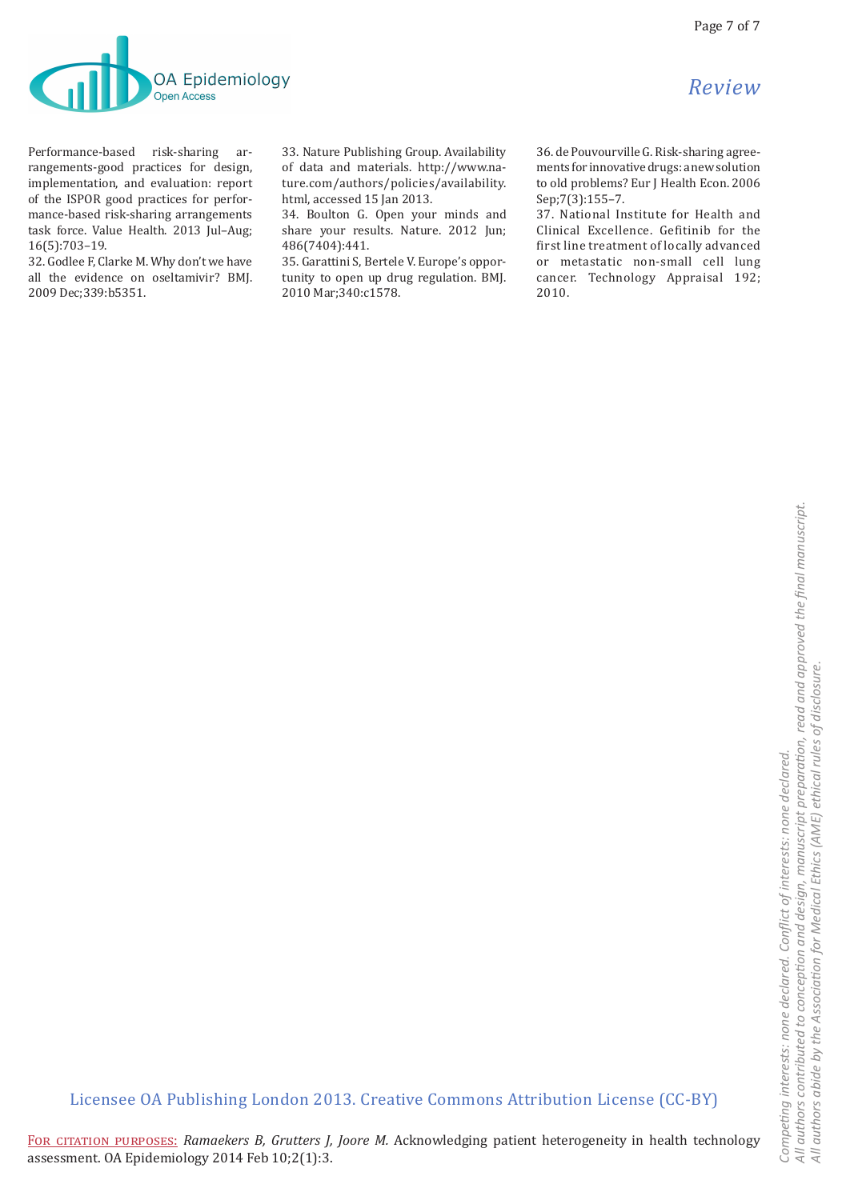Performance-based risk-sharing arrangements-good practices for design, implementation, and evaluation: report of the ISPOR good practices for performance-based risk-sharing arrangements task force. Value Health. 2013 Jul–Aug; 16(5):703–19.

32. Godlee F, Clarke M. Why don't we have all the evidence on oseltamivir? BMJ. 2009 Dec;339:b5351.

33. Nature Publishing Group. Availability of data and materials. http://www.nature.com/authors/policies/availability.html, accessed 15 Jan 2013.

34. Boulton G. Open your minds and share your results. Nature. 2012 Jun; 486(7404):441.

35. Garattini S, Bertele V. Europe's opportunity to open up drug regulation. BMJ. 2010 Mar;340:c1578.

36. de Pouvourville G. Risk-sharing agreements for innovative drugs: a new solution to old problems? Eur J Health Econ. 2006 Sep;7(3):155–7.

37. National Institute for Health and Clinical Excellence. Gefitinib for the first line treatment of locally advanced or metastatic non-small cell lung cancer. Technology Appraisal 192; 2010.

Licensee OA Publishing London 2013. Creative Commons Attribution License (CC-BY)

For citation purposes: *Ramaekers B, Grutters J, Joore M.* Acknowledging patient heterogeneity in health technology assessment. OA Epidemiology 2014 Feb 10;2(1):3.

*Competing interests: none declared. Conflict of interests: none declared.*
*All authors contributed to conception and design, manuscript preparation, read and approved the final manuscript.*
*All authors abide by the Association for Medical Ethics (AME) ethical rules of disclosure.*